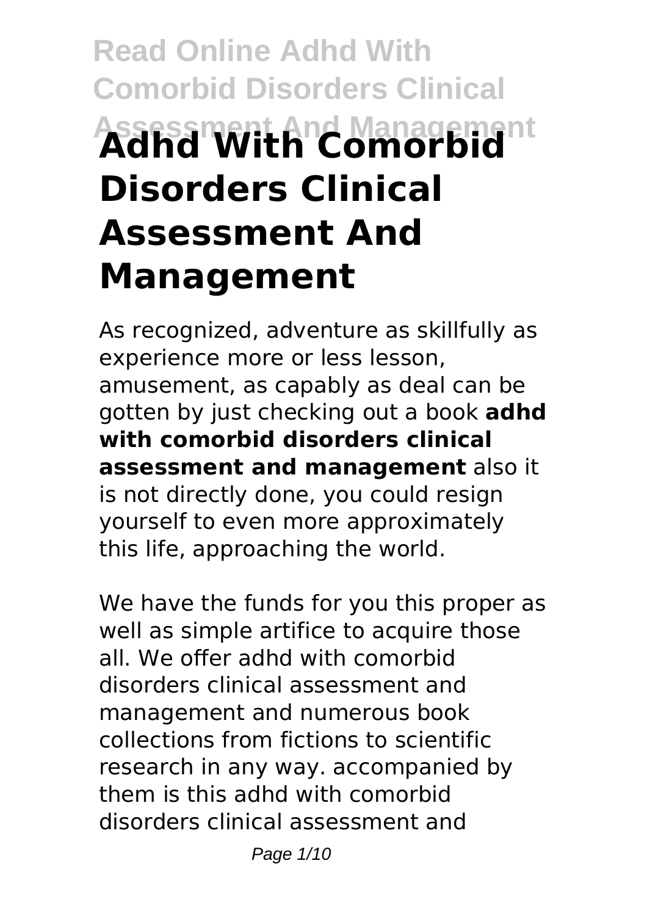# Adhd With Comorbid Disorders Clinical Assessment And Management

As recognized, adventure as skillfully as experience more or less lesson, amusement, as capably as deal can be gotten by just checking out a book **adhd with comorbid disorders clinical assessment and management** also it is not directly done, you could resign yourself to even more approximately this life, approaching the world.

We have the funds for you this proper as well as simple artifice to acquire those all. We offer adhd with comorbid disorders clinical assessment and management and numerous book collections from fictions to scientific research in any way. accompanied by them is this adhd with comorbid disorders clinical assessment and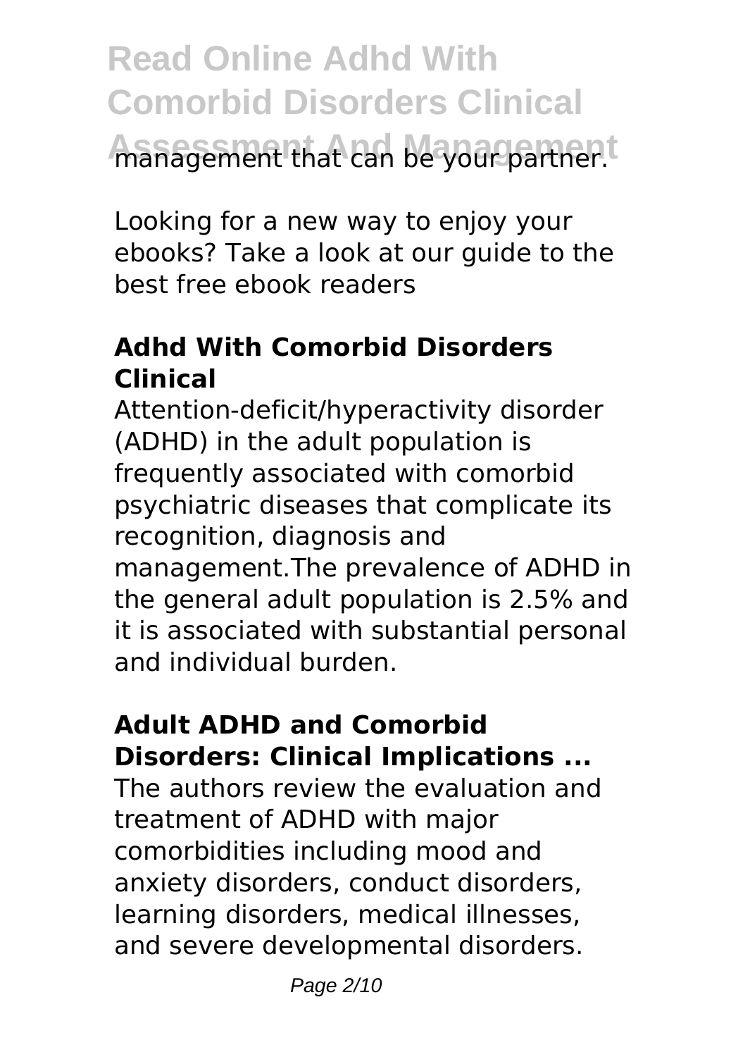management that can be your partner.

Looking for a new way to enjoy your ebooks? Take a look at our guide to the best free ebook readers

### Adhd With Comorbid Disorders Clinical

Attention-deficit/hyperactivity disorder (ADHD) in the adult population is frequently associated with comorbid psychiatric diseases that complicate its recognition, diagnosis and management.The prevalence of ADHD in the general adult population is 2.5% and it is associated with substantial personal and individual burden.

### Adult ADHD and Comorbid Disorders: Clinical Implications ...

The authors review the evaluation and treatment of ADHD with major comorbidities including mood and anxiety disorders, conduct disorders, learning disorders, medical illnesses, and severe developmental disorders.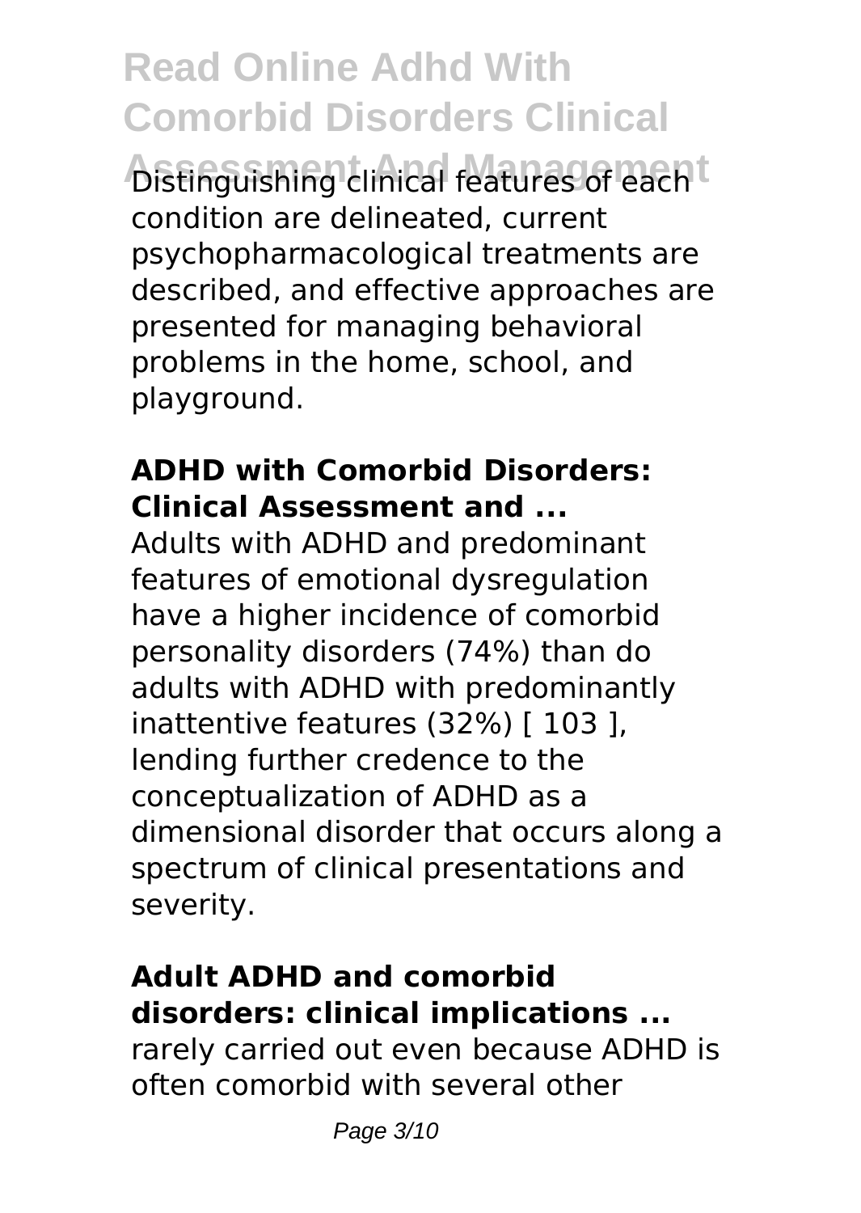Distinguishing clinical features of each condition are delineated, current psychopharmacological treatments are described, and effective approaches are presented for managing behavioral problems in the home, school, and playground.

### ADHD with Comorbid Disorders: Clinical Assessment and ...

Adults with ADHD and predominant features of emotional dysregulation have a higher incidence of comorbid personality disorders (74%) than do adults with ADHD with predominantly inattentive features (32%) [ 103 ], lending further credence to the conceptualization of ADHD as a dimensional disorder that occurs along a spectrum of clinical presentations and severity.

### Adult ADHD and comorbid disorders: clinical implications ...

rarely carried out even because ADHD is often comorbid with several other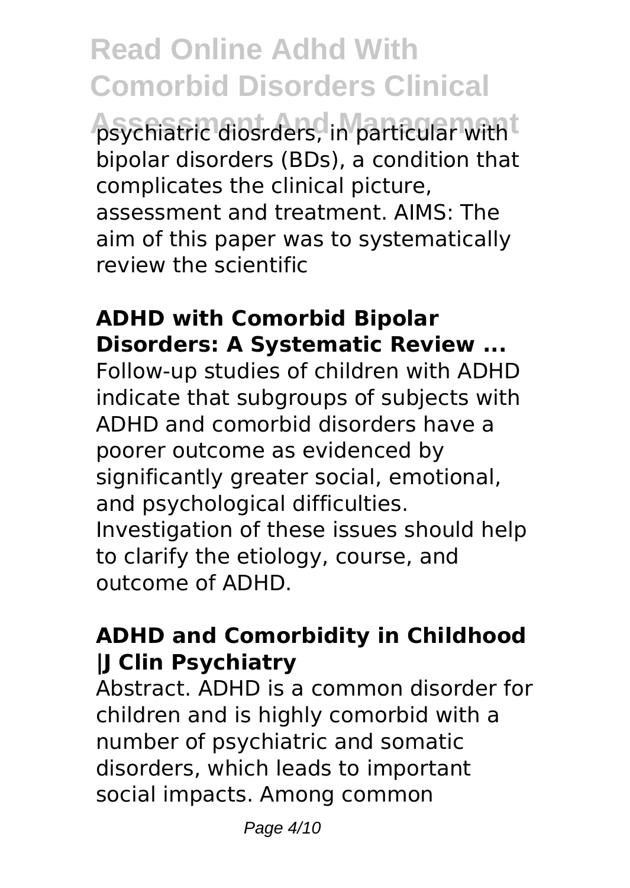psychiatric diosrders, in particular with bipolar disorders (BDs), a condition that complicates the clinical picture, assessment and treatment. AIMS: The aim of this paper was to systematically review the scientific

## ADHD with Comorbid Bipolar Disorders: A Systematic Review ...

Follow-up studies of children with ADHD indicate that subgroups of subjects with ADHD and comorbid disorders have a poorer outcome as evidenced by significantly greater social, emotional, and psychological difficulties. Investigation of these issues should help to clarify the etiology, course, and outcome of ADHD.

## ADHD and Comorbidity in Childhood |J Clin Psychiatry

Abstract. ADHD is a common disorder for children and is highly comorbid with a number of psychiatric and somatic disorders, which leads to important social impacts. Among common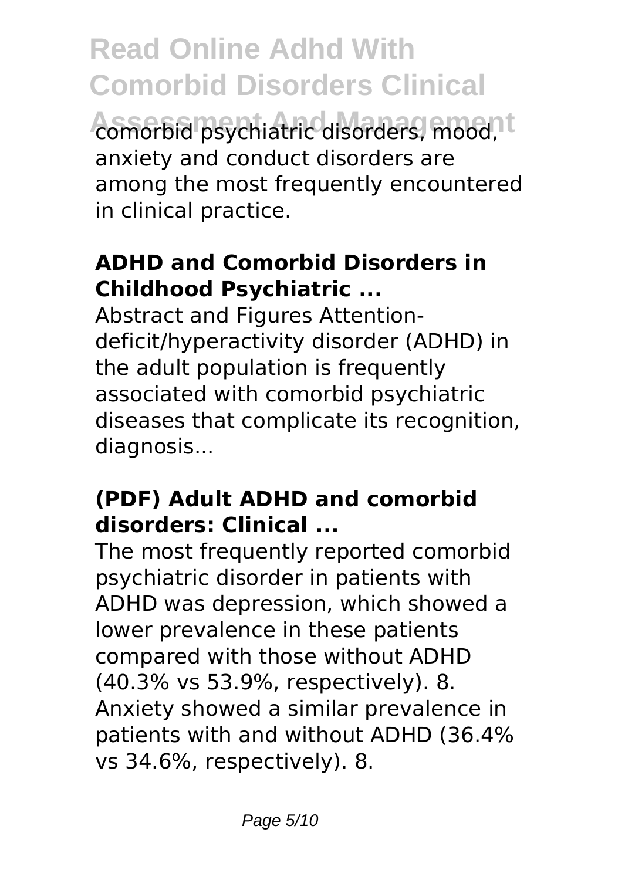comorbid psychiatric disorders, mood, anxiety and conduct disorders are among the most frequently encountered in clinical practice.

### ADHD and Comorbid Disorders in Childhood Psychiatric ...

Abstract and Figures Attention-deficit/hyperactivity disorder (ADHD) in the adult population is frequently associated with comorbid psychiatric diseases that complicate its recognition, diagnosis...

### (PDF) Adult ADHD and comorbid disorders: Clinical ...

The most frequently reported comorbid psychiatric disorder in patients with ADHD was depression, which showed a lower prevalence in these patients compared with those without ADHD (40.3% vs 53.9%, respectively). 8. Anxiety showed a similar prevalence in patients with and without ADHD (36.4% vs 34.6%, respectively). 8.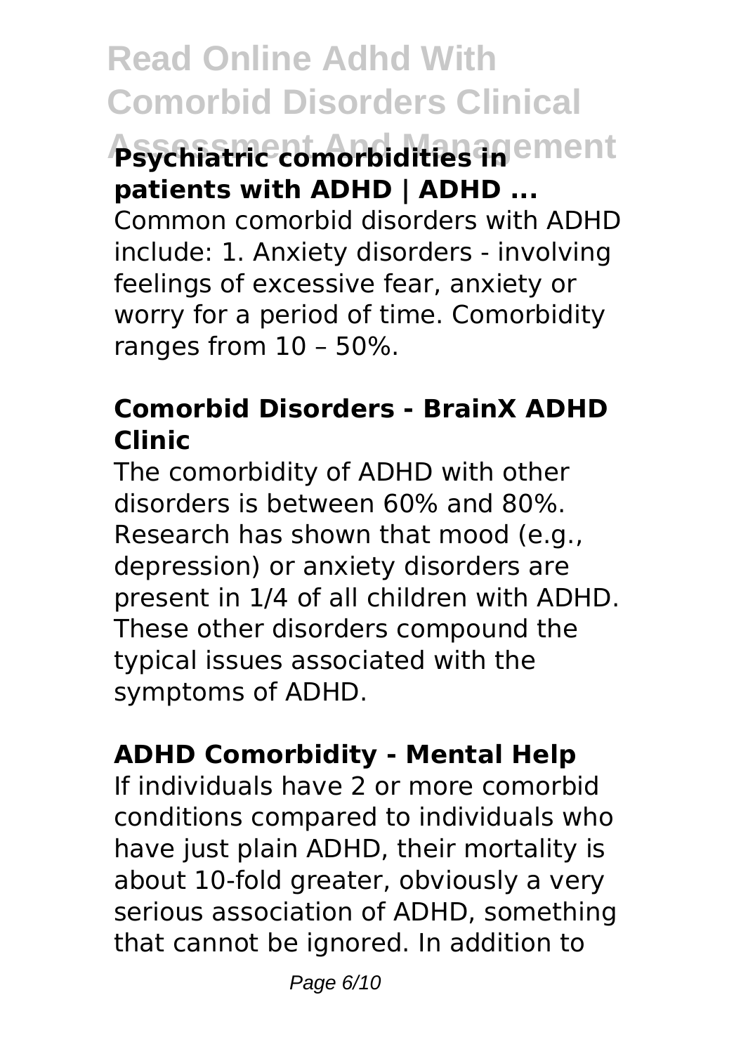### Psychiatric comorbidities in patients with ADHD | ADHD ...

Common comorbid disorders with ADHD include: 1. Anxiety disorders - involving feelings of excessive fear, anxiety or worry for a period of time. Comorbidity ranges from 10 – 50%.

### Comorbid Disorders - BrainX ADHD Clinic

The comorbidity of ADHD with other disorders is between 60% and 80%. Research has shown that mood (e.g., depression) or anxiety disorders are present in 1/4 of all children with ADHD. These other disorders compound the typical issues associated with the symptoms of ADHD.

### ADHD Comorbidity - Mental Help

If individuals have 2 or more comorbid conditions compared to individuals who have just plain ADHD, their mortality is about 10-fold greater, obviously a very serious association of ADHD, something that cannot be ignored. In addition to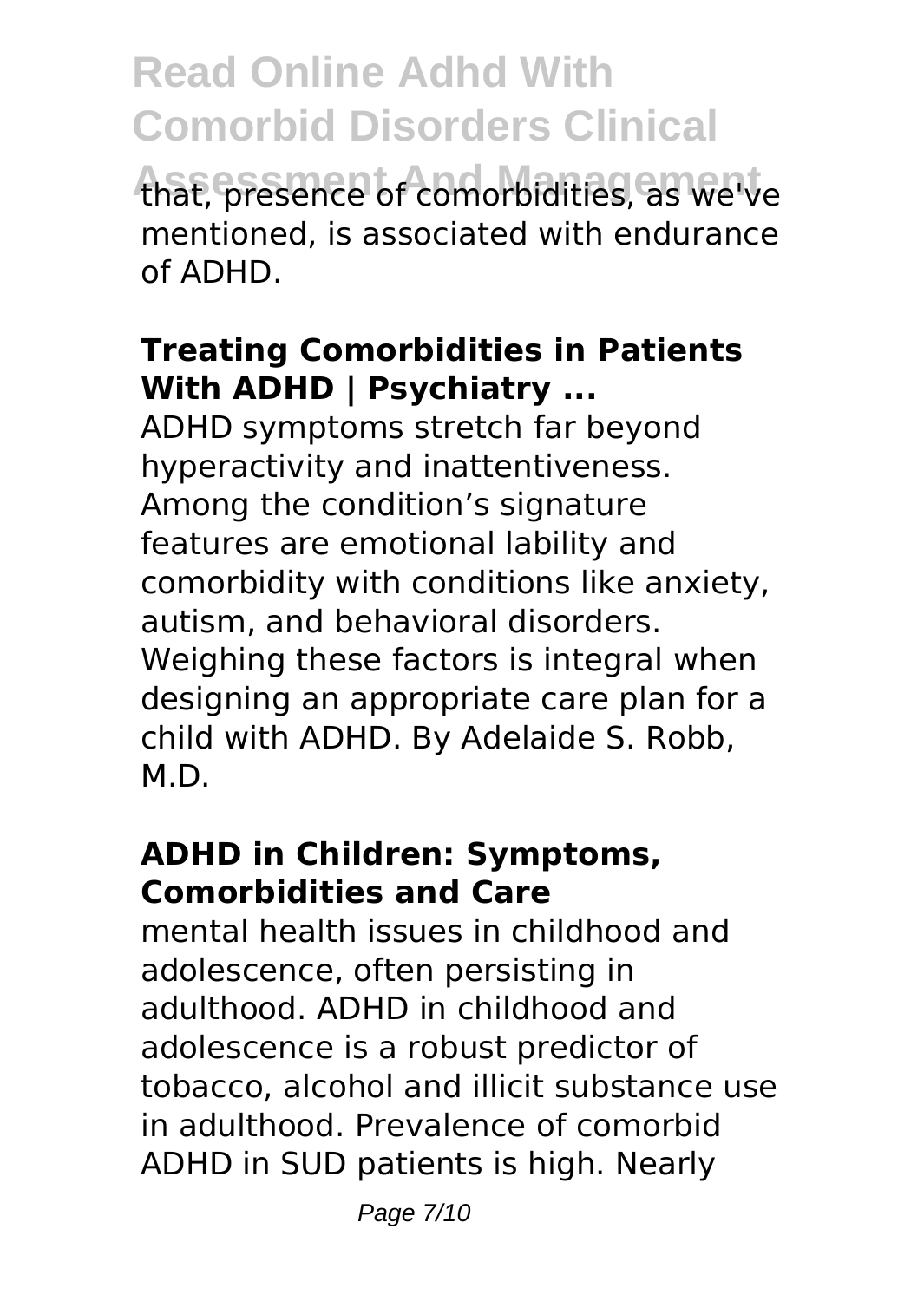that, presence of comorbidities, as we've mentioned, is associated with endurance of ADHD.

### Treating Comorbidities in Patients With ADHD | Psychiatry ...

ADHD symptoms stretch far beyond hyperactivity and inattentiveness. Among the condition's signature features are emotional lability and comorbidity with conditions like anxiety, autism, and behavioral disorders. Weighing these factors is integral when designing an appropriate care plan for a child with ADHD. By Adelaide S. Robb, M.D.

### ADHD in Children: Symptoms, Comorbidities and Care

mental health issues in childhood and adolescence, often persisting in adulthood. ADHD in childhood and adolescence is a robust predictor of tobacco, alcohol and illicit substance use in adulthood. Prevalence of comorbid ADHD in SUD patients is high. Nearly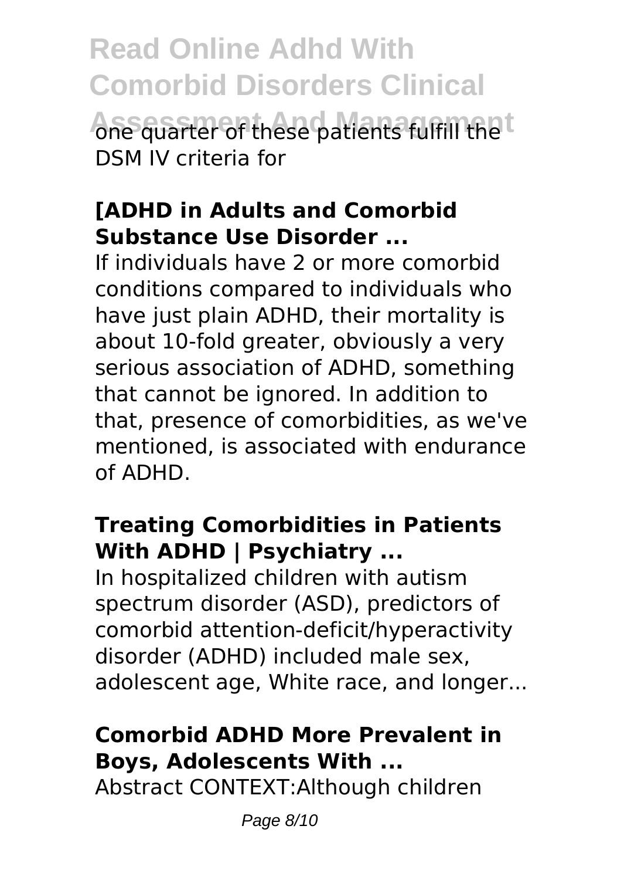one quarter of these patients fulfill the DSM IV criteria for

### [ADHD in Adults and Comorbid Substance Use Disorder ...

If individuals have 2 or more comorbid conditions compared to individuals who have just plain ADHD, their mortality is about 10-fold greater, obviously a very serious association of ADHD, something that cannot be ignored. In addition to that, presence of comorbidities, as we've mentioned, is associated with endurance of ADHD.

### Treating Comorbidities in Patients With ADHD | Psychiatry ...

In hospitalized children with autism spectrum disorder (ASD), predictors of comorbid attention-deficit/hyperactivity disorder (ADHD) included male sex, adolescent age, White race, and longer...

### Comorbid ADHD More Prevalent in Boys, Adolescents With ...

Abstract CONTEXT:Although children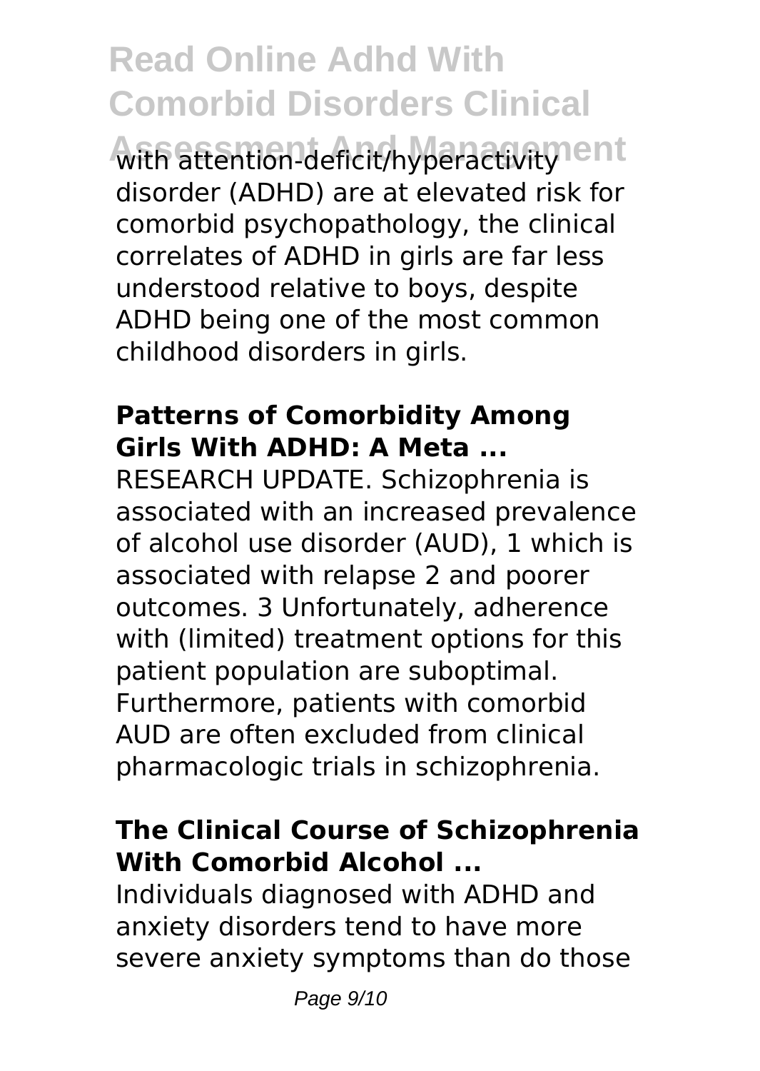with attention-deficit/hyperactivity disorder (ADHD) are at elevated risk for comorbid psychopathology, the clinical correlates of ADHD in girls are far less understood relative to boys, despite ADHD being one of the most common childhood disorders in girls.

**Patterns of Comorbidity Among Girls With ADHD: A Meta ...**

RESEARCH UPDATE. Schizophrenia is associated with an increased prevalence of alcohol use disorder (AUD), 1 which is associated with relapse 2 and poorer outcomes. 3 Unfortunately, adherence with (limited) treatment options for this patient population are suboptimal. Furthermore, patients with comorbid AUD are often excluded from clinical pharmacologic trials in schizophrenia.

**The Clinical Course of Schizophrenia With Comorbid Alcohol ...**

Individuals diagnosed with ADHD and anxiety disorders tend to have more severe anxiety symptoms than do those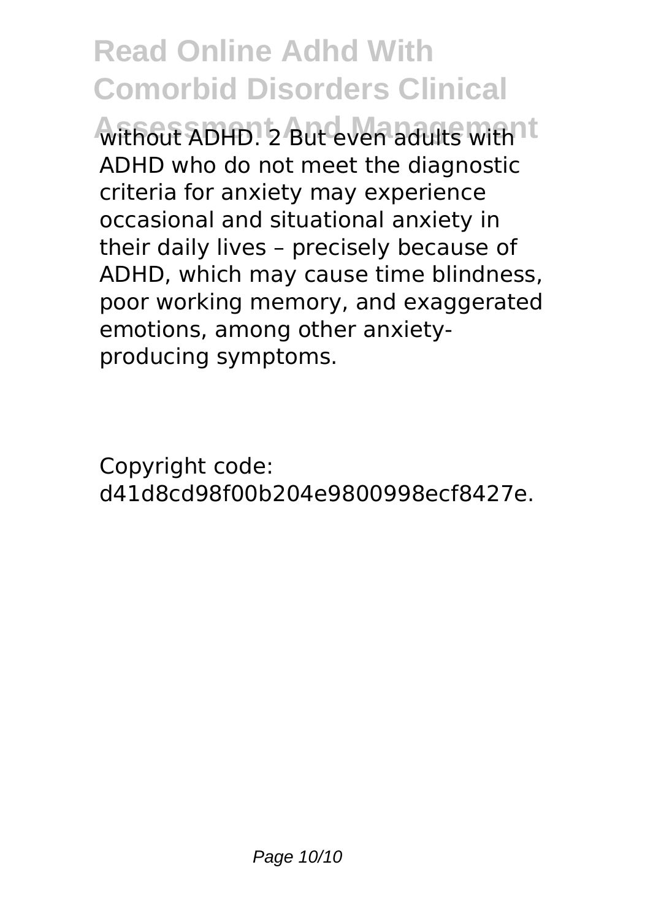without ADHD. 2 But even adults with ADHD who do not meet the diagnostic criteria for anxiety may experience occasional and situational anxiety in their daily lives – precisely because of ADHD, which may cause time blindness, poor working memory, and exaggerated emotions, among other anxiety-producing symptoms.

Copyright code: d41d8cd98f00b204e9800998ecf8427e.